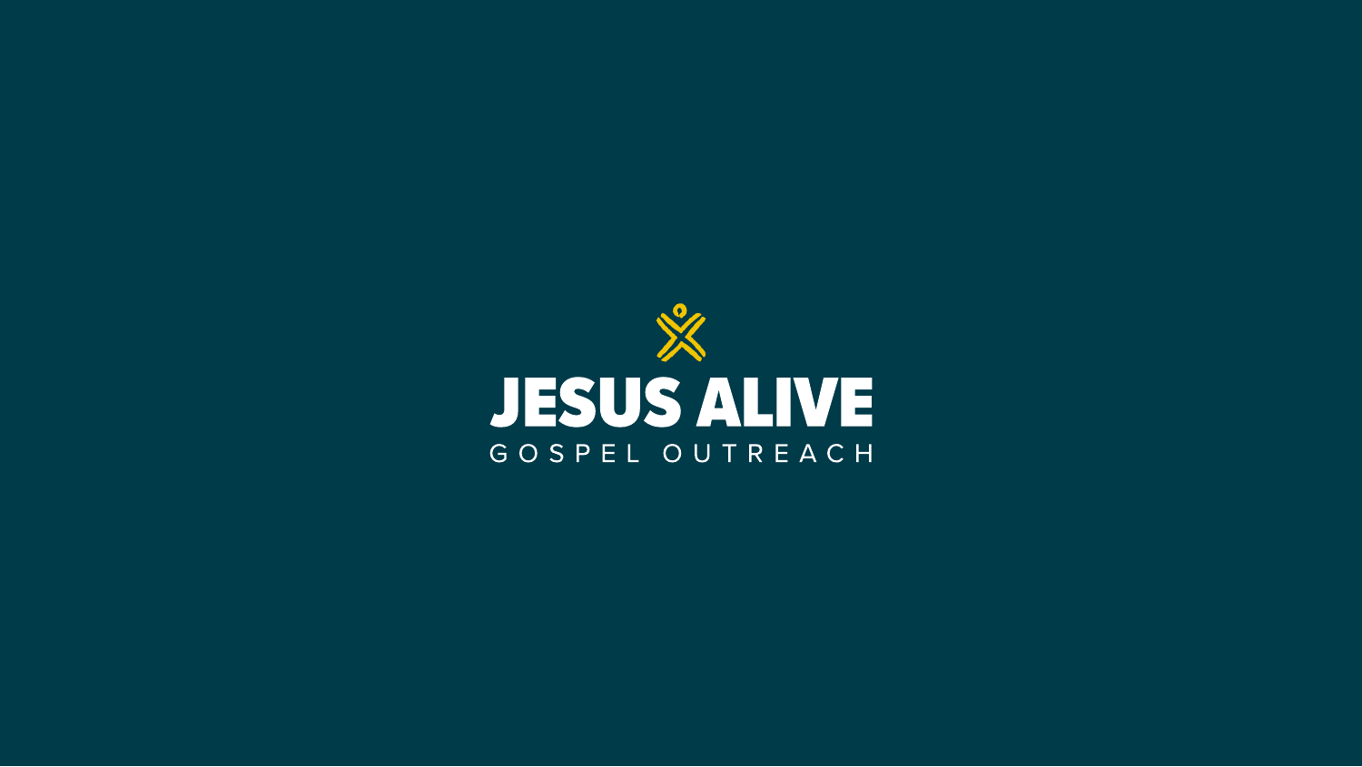# JESUS ALIVE

GOSPEL OUTREACH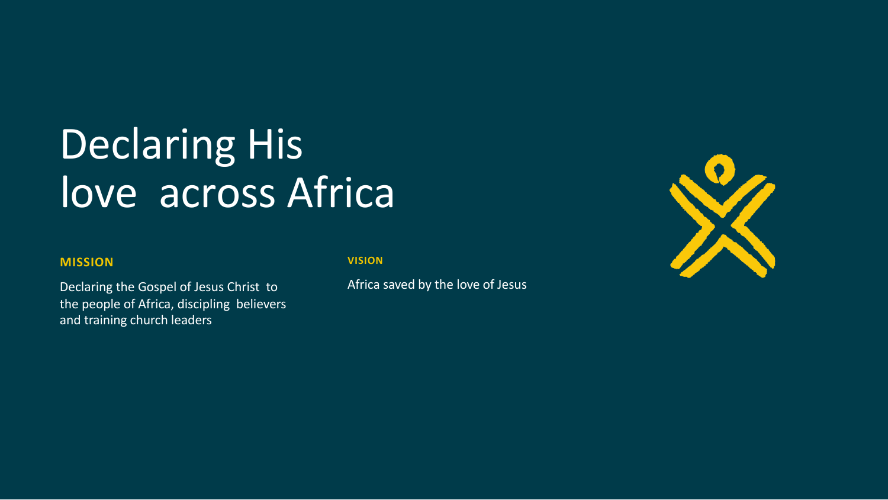# Declaring His love across Africa

**MISSION**

Declaring the Gospel of Jesus Christ to the people of Africa, discipling believers and training church leaders

**VISION**

Africa saved by the love of Jesus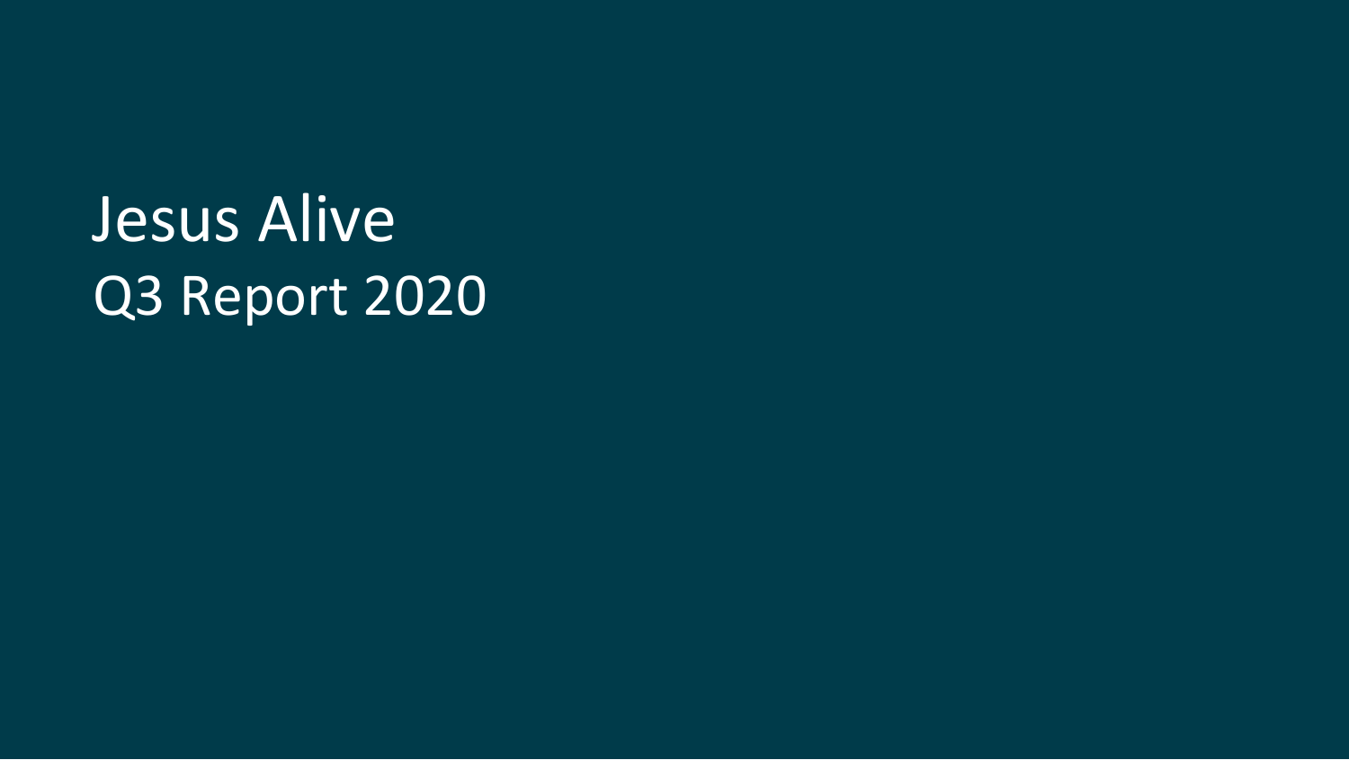# Jesus Alive

## Q3 Report 2020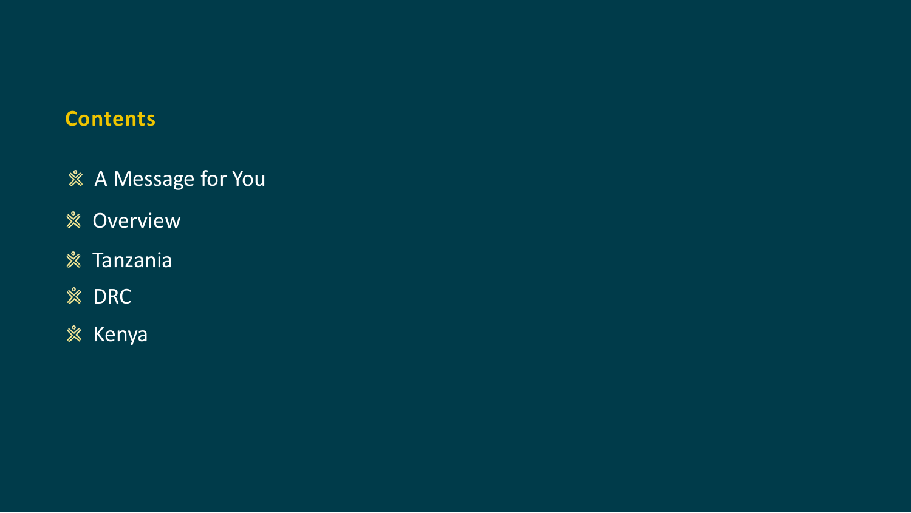## Contents

- A Message for You
- Overview
- Tanzania
- DRC
- Kenya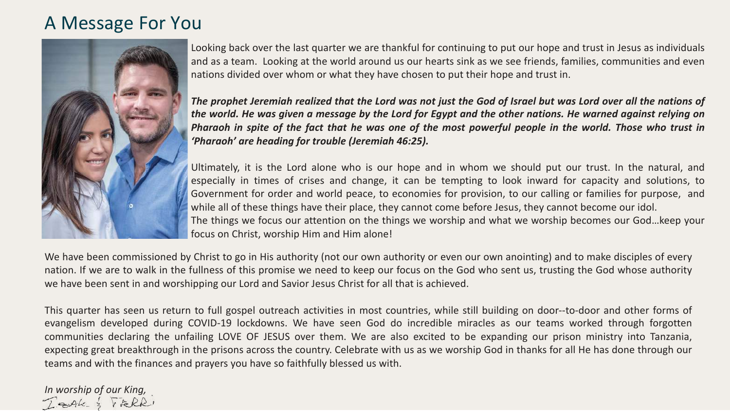# A Message For You

Looking back over the last quarter we are thankful for continuing to put our hope and trust in Jesus as individuals and as a team. Looking at the world around us our hearts sink as we see friends, families, communities and even nations divided over whom or what they have chosen to put their hope and trust in.

***The prophet Jeremiah realized that the Lord was not just the God of Israel but was Lord over all the nations of the world. He was given a message by the Lord for Egypt and the other nations. He warned against relying on Pharaoh in spite of the fact that he was one of the most powerful people in the world. Those who trust in 'Pharaoh' are heading for trouble (Jeremiah 46:25).***

Ultimately, it is the Lord alone who is our hope and in whom we should put our trust. In the natural, and especially in times of crises and change, it can be tempting to look inward for capacity and solutions, to Government for order and world peace, to economies for provision, to our calling or families for purpose, and while all of these things have their place, they cannot come before Jesus, they cannot become our idol.
The things we focus our attention on the things we worship and what we worship becomes our God…keep your focus on Christ, worship Him and Him alone!

We have been commissioned by Christ to go in His authority (not our own authority or even our own anointing) and to make disciples of every nation. If we are to walk in the fullness of this promise we need to keep our focus on the God who sent us, trusting the God whose authority we have been sent in and worshipping our Lord and Savior Jesus Christ for all that is achieved.

This quarter has seen us return to full gospel outreach activities in most countries, while still building on door--to-door and other forms of evangelism developed during COVID-19 lockdowns. We have seen God do incredible miracles as our teams worked through forgotten communities declaring the unfailing LOVE OF JESUS over them. We are also excited to be expanding our prison ministry into Tanzania, expecting great breakthrough in the prisons across the country. Celebrate with us as we worship God in thanks for all He has done through our teams and with the finances and prayers you have so faithfully blessed us with.

*In worship of our King,*
Isak & Terri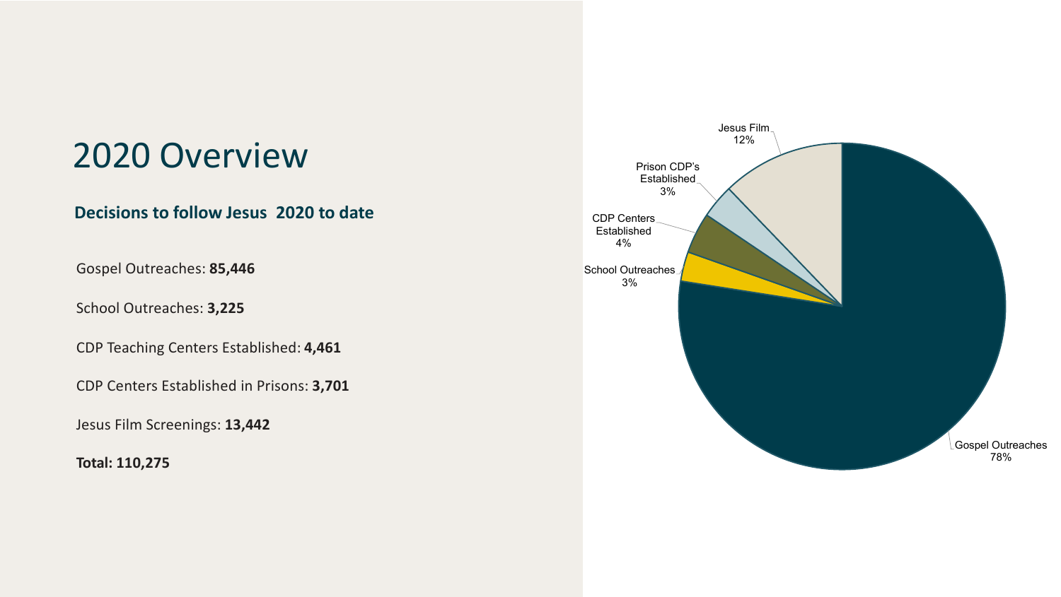# 2020 Overview

**Decisions to follow Jesus 2020 to date**

Gospel Outreaches: **85,446**

School Outreaches: **3,225**

CDP Teaching Centers Established: **4,461**

CDP Centers Established in Prisons: **3,701**

Jesus Film Screenings: **13,442**

**Total: 110,275**

Jesus Film 12%

Prison CDP's Established 3%

CDP Centers Established 4%

School Outreaches 3%

Gospel Outreaches 78%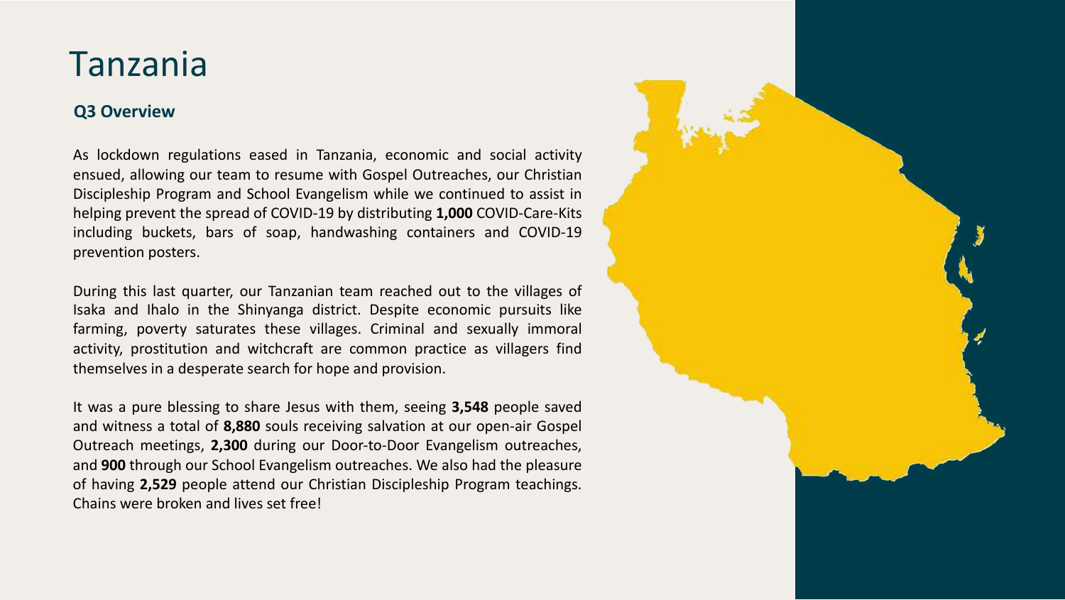# Tanzania

### Q3 Overview

As lockdown regulations eased in Tanzania, economic and social activity ensued, allowing our team to resume with Gospel Outreaches, our Christian Discipleship Program and School Evangelism while we continued to assist in helping prevent the spread of COVID-19 by distributing **1,000** COVID-Care-Kits including buckets, bars of soap, handwashing containers and COVID-19 prevention posters.

During this last quarter, our Tanzanian team reached out to the villages of Isaka and Ihalo in the Shinyanga district. Despite economic pursuits like farming, poverty saturates these villages. Criminal and sexually immoral activity, prostitution and witchcraft are common practice as villagers find themselves in a desperate search for hope and provision.

It was a pure blessing to share Jesus with them, seeing **3,548** people saved and witness a total of **8,880** souls receiving salvation at our open-air Gospel Outreach meetings, **2,300** during our Door-to-Door Evangelism outreaches, and **900** through our School Evangelism outreaches. We also had the pleasure of having **2,529** people attend our Christian Discipleship Program teachings. Chains were broken and lives set free!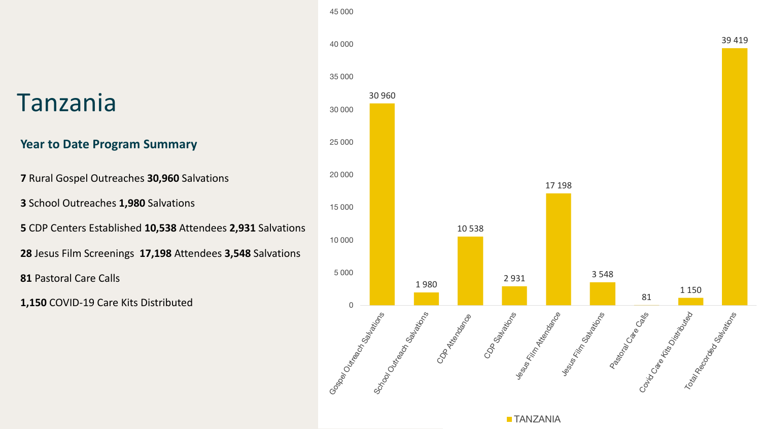# Tanzania

## Year to Date Program Summary

**7** Rural Gospel Outreaches **30,960** Salvations

**3** School Outreaches **1,980** Salvations

**5** CDP Centers Established **10,538** Attendees **2,931** Salvations

**28** Jesus Film Screenings **17,198** Attendees **3,548** Salvations

**81** Pastoral Care Calls

**1,150** COVID-19 Care Kits Distributed

| | TANZANIA |
|---|---|
| Gospel Outreach Salvations | 30 960 |
| School Outreach Salvations | 1 980 |
| CDP Attendance | 10 538 |
| CDP Salvations | 2 931 |
| Jesus Film Attendance | 17 198 |
| Jesus Film Salvations | 3 548 |
| Pastoral Care Calls | 81 |
| Covid Care Kits Distributed | 1 150 |
| Total Recorded Salvations | 39 419 |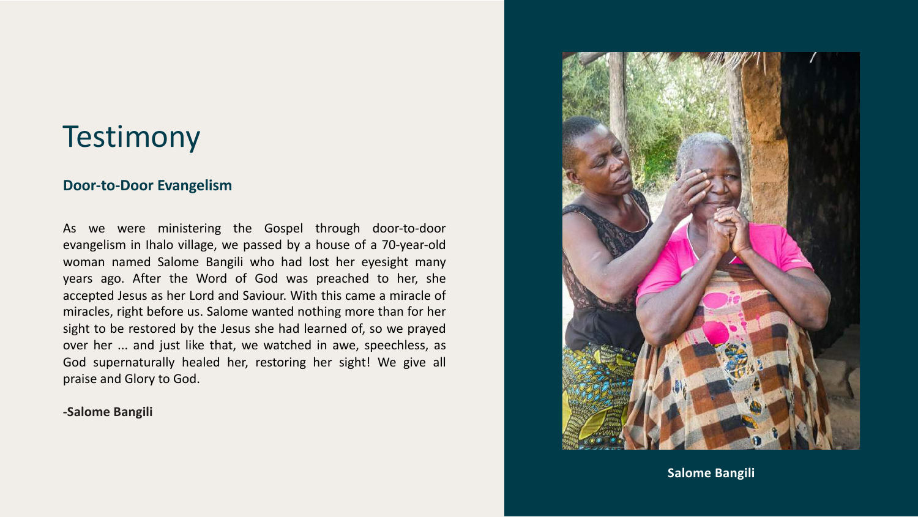# Testimony

## Door-to-Door Evangelism

As we were ministering the Gospel through door-to-door evangelism in Ihalo village, we passed by a house of a 70-year-old woman named Salome Bangili who had lost her eyesight many years ago. After the Word of God was preached to her, she accepted Jesus as her Lord and Saviour. With this came a miracle of miracles, right before us. Salome wanted nothing more than for her sight to be restored by the Jesus she had learned of, so we prayed over her ... and just like that, we watched in awe, speechless, as God supernaturally healed her, restoring her sight! We give all praise and Glory to God.

**-Salome Bangili**

**Salome Bangili**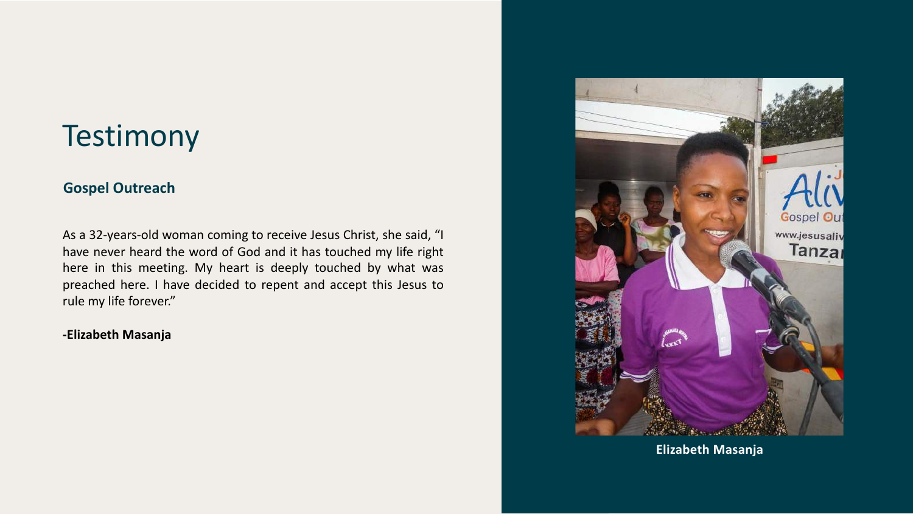# Testimony

## Gospel Outreach

As a 32-years-old woman coming to receive Jesus Christ, she said, "I have never heard the word of God and it has touched my life right here in this meeting. My heart is deeply touched by what was preached here. I have decided to repent and accept this Jesus to rule my life forever."

**-Elizabeth Masanja**

**Elizabeth Masanja**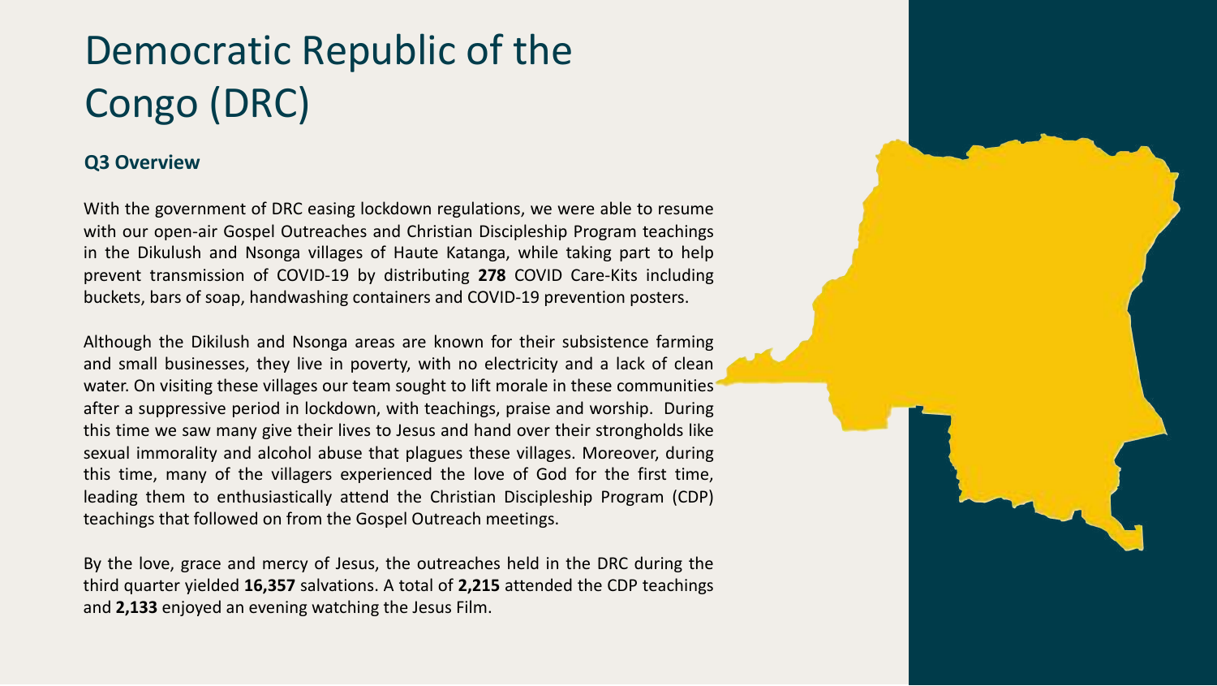# Democratic Republic of the Congo (DRC)

### Q3 Overview

With the government of DRC easing lockdown regulations, we were able to resume with our open-air Gospel Outreaches and Christian Discipleship Program teachings in the Dikulush and Nsonga villages of Haute Katanga, while taking part to help prevent transmission of COVID-19 by distributing **278** COVID Care-Kits including buckets, bars of soap, handwashing containers and COVID-19 prevention posters.

Although the Dikilush and Nsonga areas are known for their subsistence farming and small businesses, they live in poverty, with no electricity and a lack of clean water. On visiting these villages our team sought to lift morale in these communities after a suppressive period in lockdown, with teachings, praise and worship. During this time we saw many give their lives to Jesus and hand over their strongholds like sexual immorality and alcohol abuse that plagues these villages. Moreover, during this time, many of the villagers experienced the love of God for the first time, leading them to enthusiastically attend the Christian Discipleship Program (CDP) teachings that followed on from the Gospel Outreach meetings.

By the love, grace and mercy of Jesus, the outreaches held in the DRC during the third quarter yielded **16,357** salvations. A total of **2,215** attended the CDP teachings and **2,133** enjoyed an evening watching the Jesus Film.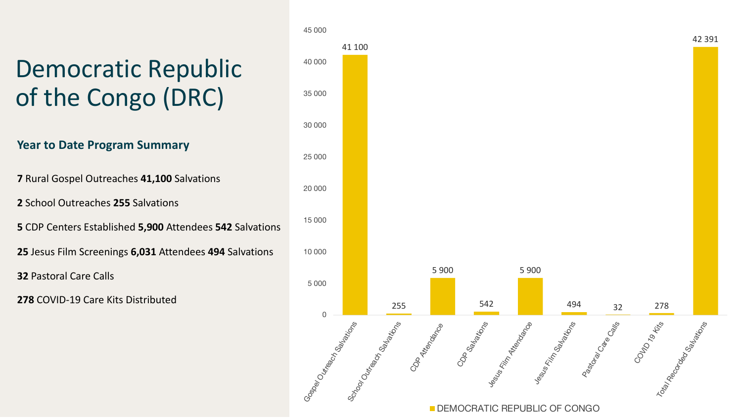# Democratic Republic of the Congo (DRC)

### Year to Date Program Summary

**7** Rural Gospel Outreaches **41,100** Salvations

**2** School Outreaches **255** Salvations

**5** CDP Centers Established **5,900** Attendees **542** Salvations

**25** Jesus Film Screenings **6,031** Attendees **494** Salvations

**32** Pastoral Care Calls

**278** COVID-19 Care Kits Distributed

| Category | DEMOCRATIC REPUBLIC OF CONGO |
| --- | --- |
| Gospel Outreach Salvations | 41 100 |
| School Outreach Salvations | 255 |
| CDP Attendance | 5 900 |
| CDP Salvations | 542 |
| Jesus Film Attendance | 5 900 |
| Jesus Film Salvations | 494 |
| Pastoral Care Calls | 32 |
| COVID 19 Kits | 278 |
| Total Recorded Salvations | 42 391 |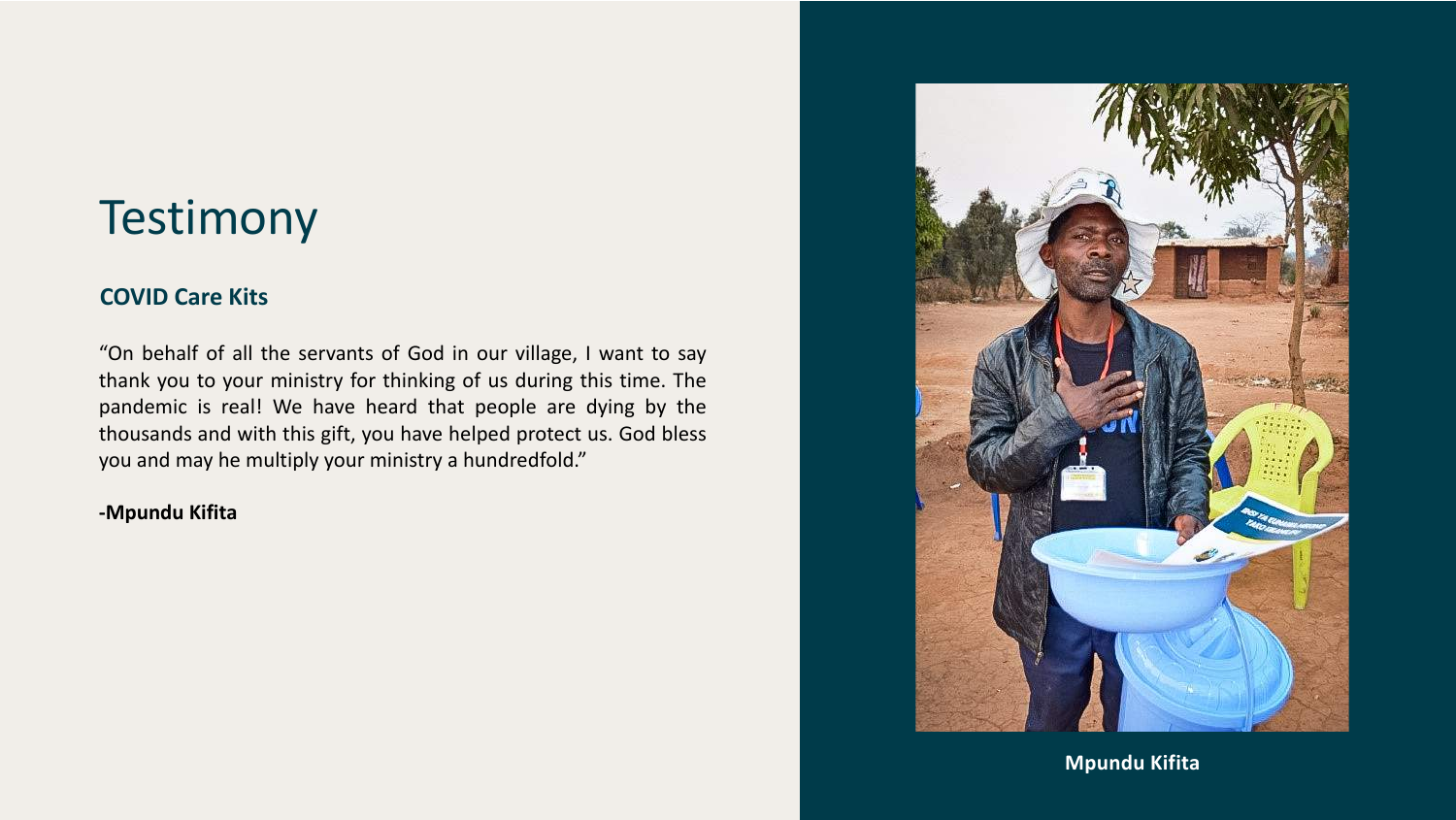# Testimony

## COVID Care Kits

"On behalf of all the servants of God in our village, I want to say thank you to your ministry for thinking of us during this time. The pandemic is real! We have heard that people are dying by the thousands and with this gift, you have helped protect us. God bless you and may he multiply your ministry a hundredfold."

**-Mpundu Kifita**

**Mpundu Kifita**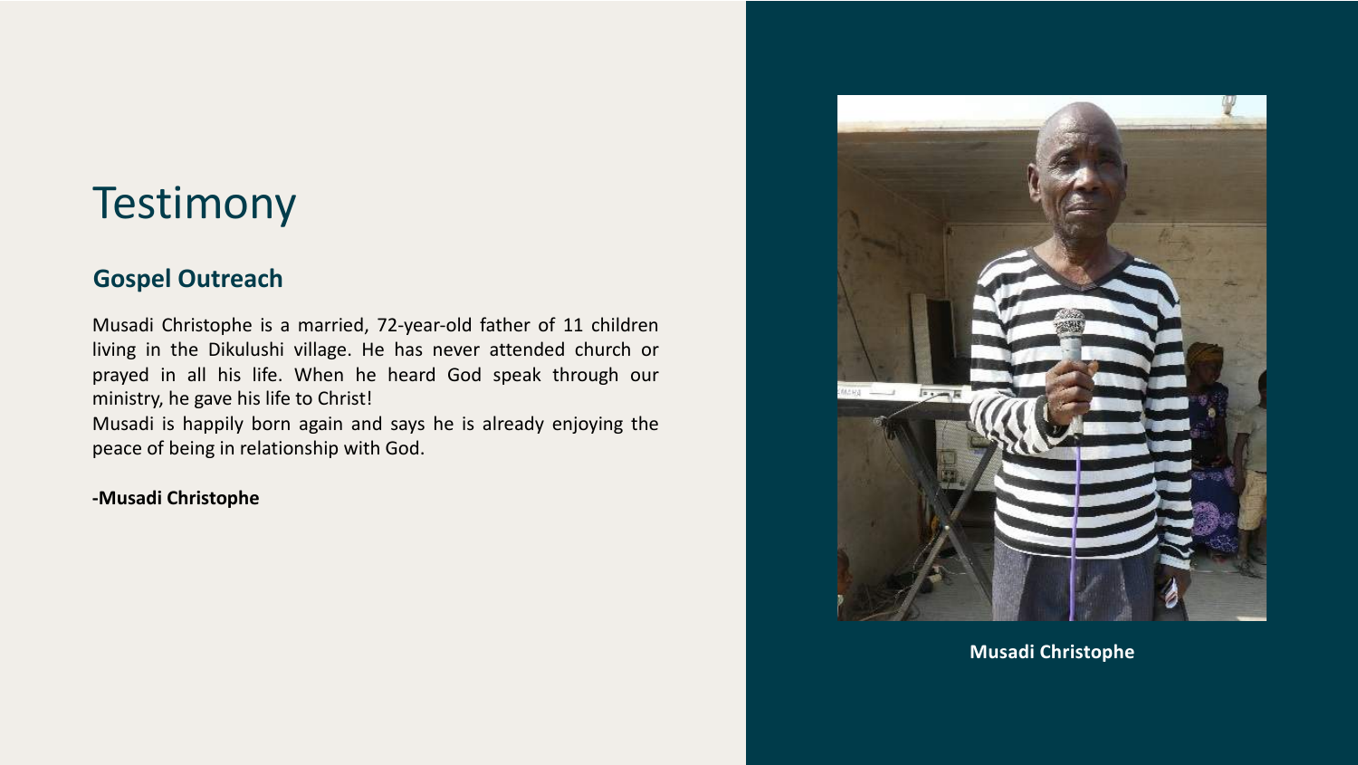# Testimony

## Gospel Outreach

Musadi Christophe is a married, 72-year-old father of 11 children living in the Dikulushi village. He has never attended church or prayed in all his life. When he heard God speak through our ministry, he gave his life to Christ!

Musadi is happily born again and says he is already enjoying the peace of being in relationship with God.

**-Musadi Christophe**

**Musadi Christophe**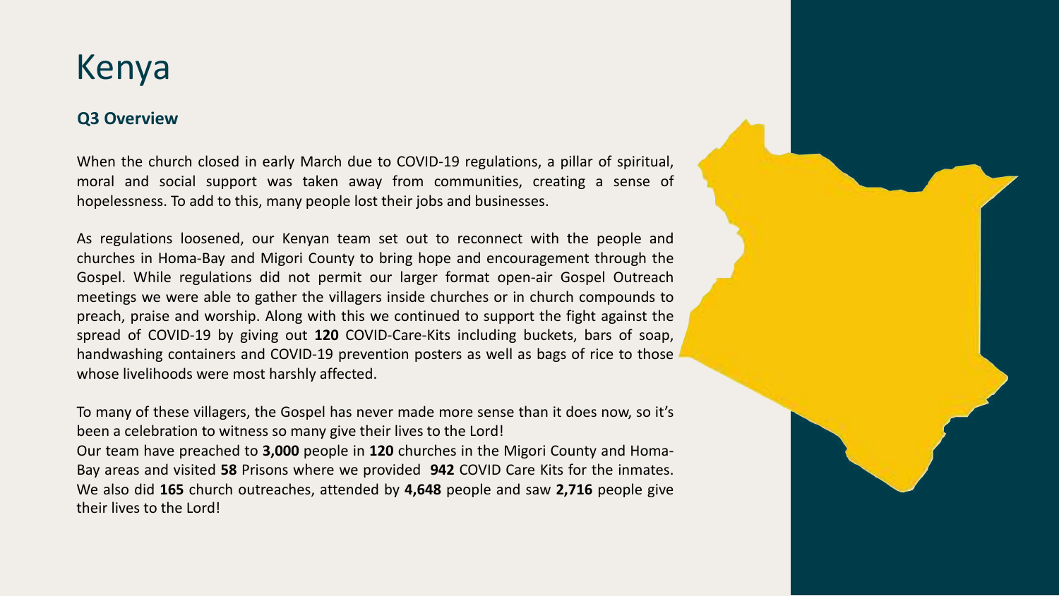# Kenya

### Q3 Overview

When the church closed in early March due to COVID-19 regulations, a pillar of spiritual, moral and social support was taken away from communities, creating a sense of hopelessness. To add to this, many people lost their jobs and businesses.

As regulations loosened, our Kenyan team set out to reconnect with the people and churches in Homa-Bay and Migori County to bring hope and encouragement through the Gospel. While regulations did not permit our larger format open-air Gospel Outreach meetings we were able to gather the villagers inside churches or in church compounds to preach, praise and worship. Along with this we continued to support the fight against the spread of COVID-19 by giving out **120** COVID-Care-Kits including buckets, bars of soap, handwashing containers and COVID-19 prevention posters as well as bags of rice to those whose livelihoods were most harshly affected.

To many of these villagers, the Gospel has never made more sense than it does now, so it's been a celebration to witness so many give their lives to the Lord!
Our team have preached to **3,000** people in **120** churches in the Migori County and Homa-Bay areas and visited **58** Prisons where we provided **942** COVID Care Kits for the inmates. We also did **165** church outreaches, attended by **4,648** people and saw **2,716** people give their lives to the Lord!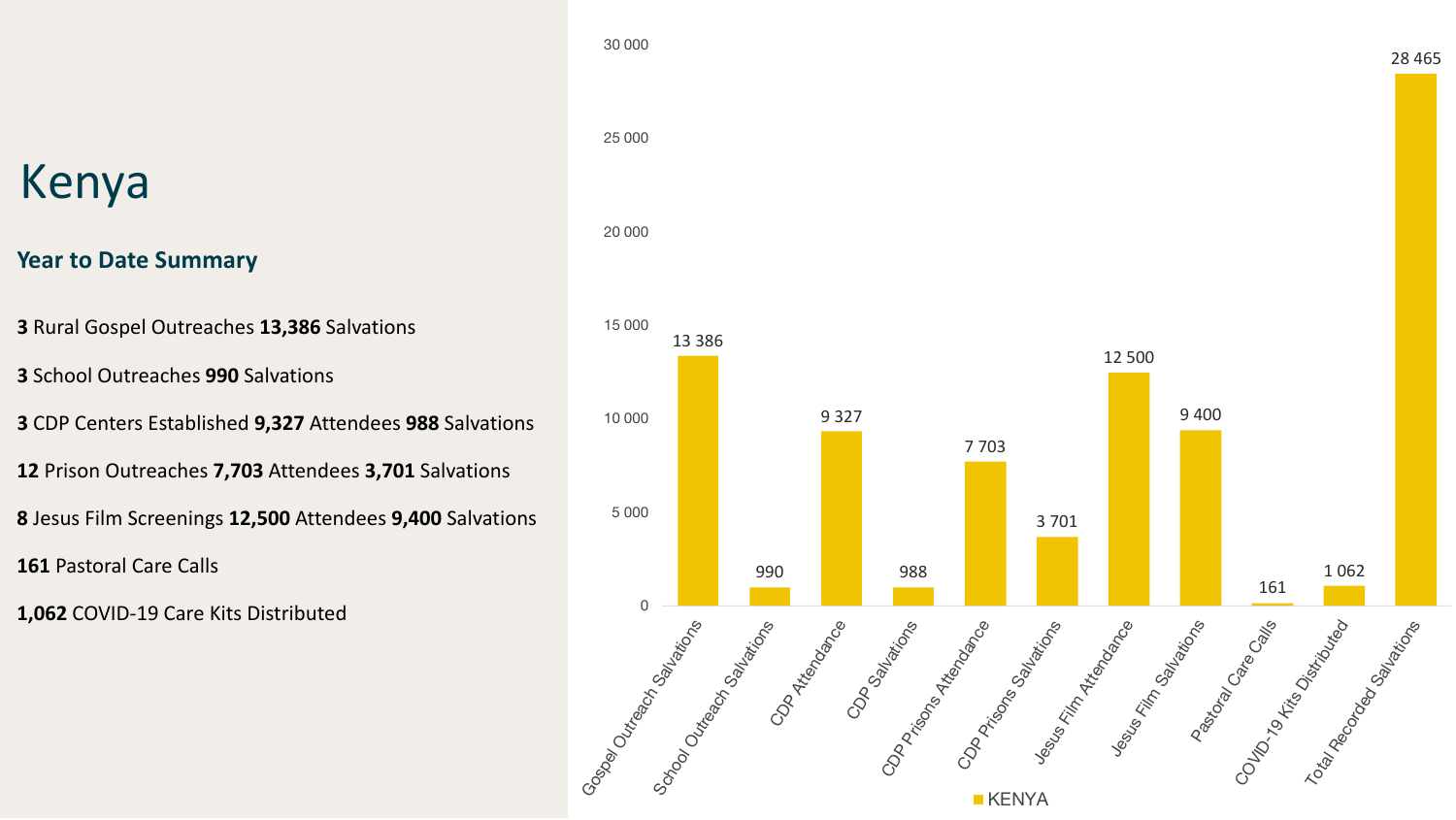# Kenya

## Year to Date Summary

**3** Rural Gospel Outreaches **13,386** Salvations

**3** School Outreaches **990** Salvations

**3** CDP Centers Established **9,327** Attendees **988** Salvations

**12** Prison Outreaches **7,703** Attendees **3,701** Salvations

**8** Jesus Film Screenings **12,500** Attendees **9,400** Salvations

**161** Pastoral Care Calls

**1,062** COVID-19 Care Kits Distributed

| | KENYA |
|---|---|
| Gospel Outreach Salvations | 13 386 |
| School Outreach Salvations | 990 |
| CDP Attendance | 9 327 |
| CDP Salvations | 988 |
| CDP Prisons Attendance | 7 703 |
| CDP Prisons Salvations | 3 701 |
| Jesus Film Attendance | 12 500 |
| Jesus Film Salvations | 9 400 |
| Pastoral Care Calls | 161 |
| COVID-19 Kits Distributed | 1 062 |
| Total Recorded Salvations | 28 465 |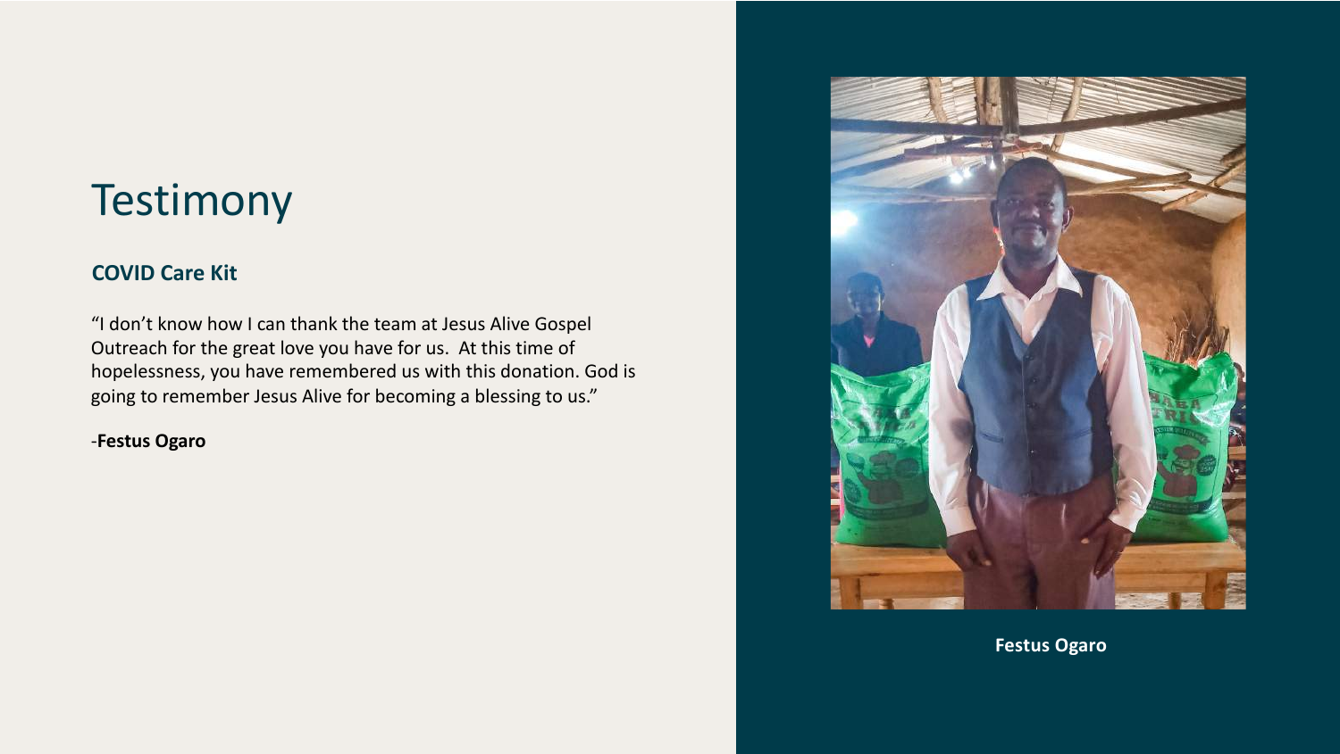# Testimony

## COVID Care Kit

"I don't know how I can thank the team at Jesus Alive Gospel Outreach for the great love you have for us.  At this time of hopelessness, you have remembered us with this donation. God is going to remember Jesus Alive for becoming a blessing to us."

-**Festus Ogaro**

**Festus Ogaro**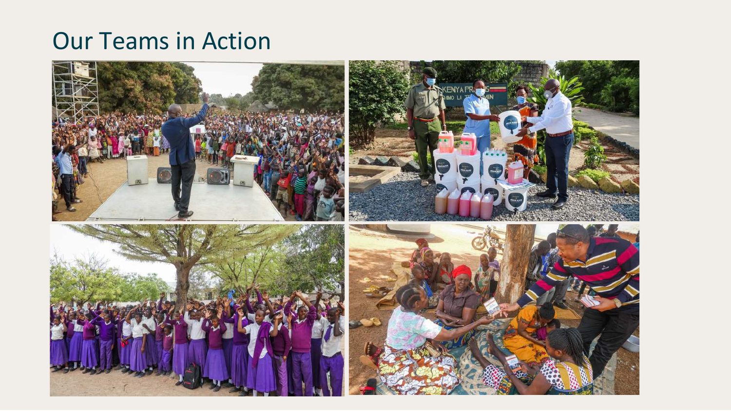# Our Teams in Action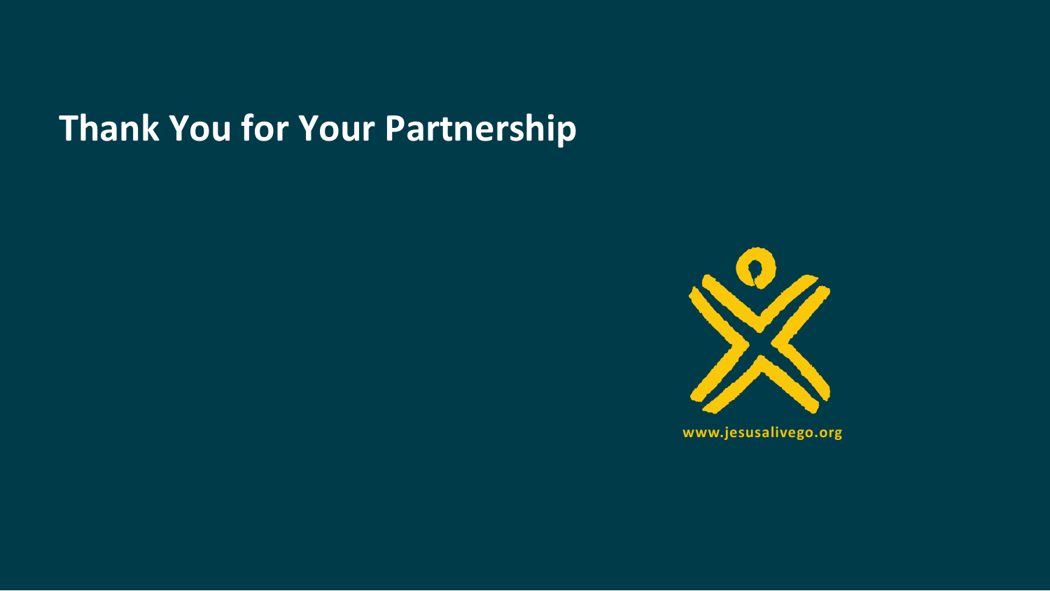# Thank You for Your Partnership

www.jesusalivego.org